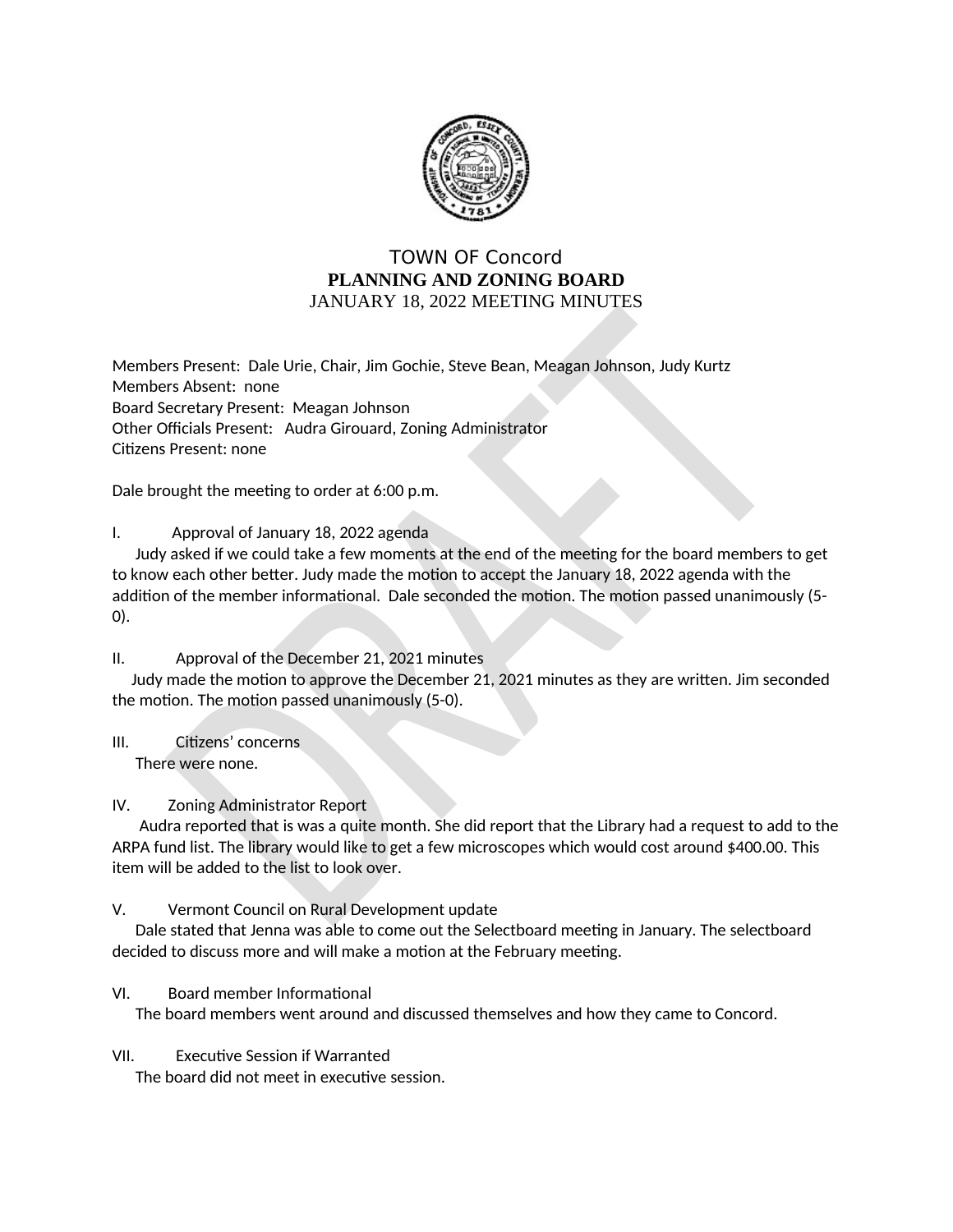# TOWN OF Concord

## PLANNING AND ZONING BOARD

JANUARY 18, 2022 MEETING MINUTES

Members Present: Dale Urie, Chair, Jim Gochie, Steve Bean, Meagan Johnson, Judy Kurtz
Members Absent: none
Board Secretary Present: Meagan Johnson
Other Officials Present: Audra Girouard, Zoning Administrator
Citizens Present: none

Dale brought the meeting to order at 6:00 p.m.

I. Approval of January 18, 2022 agenda

Judy asked if we could take a few moments at the end of the meeting for the board members to get to know each other better. Judy made the motion to accept the January 18, 2022 agenda with the addition of the member informational. Dale seconded the motion. The motion passed unanimously (5-0).

II. Approval of the December 21, 2021 minutes

Judy made the motion to approve the December 21, 2021 minutes as they are written. Jim seconded the motion. The motion passed unanimously (5-0).

III. Citizens' concerns

There were none.

IV. Zoning Administrator Report

Audra reported that is was a quite month. She did report that the Library had a request to add to the ARPA fund list. The library would like to get a few microscopes which would cost around $400.00. This item will be added to the list to look over.

V. Vermont Council on Rural Development update

Dale stated that Jenna was able to come out the Selectboard meeting in January. The selectboard decided to discuss more and will make a motion at the February meeting.

VI. Board member Informational

The board members went around and discussed themselves and how they came to Concord.

VII. Executive Session if Warranted

The board did not meet in executive session.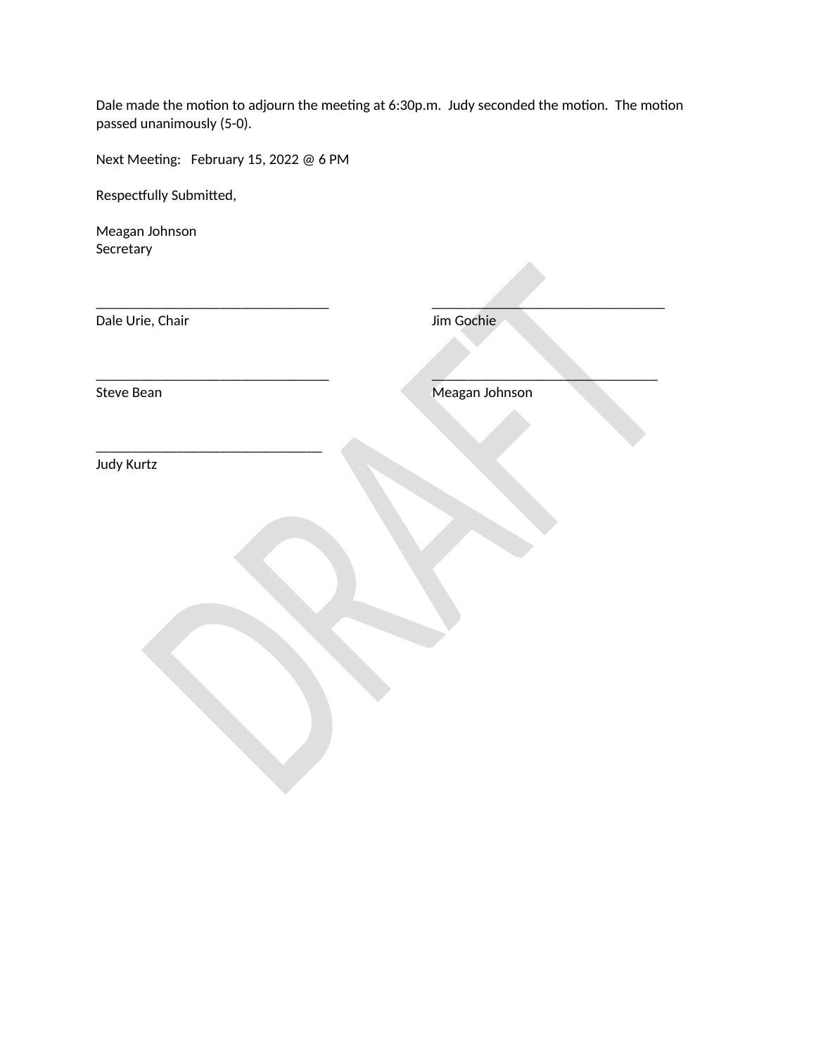Dale made the motion to adjourn the meeting at 6:30p.m. Judy seconded the motion. The motion passed unanimously (5-0).

Next Meeting: February 15, 2022 @ 6 PM

Respectfully Submitted,

Meagan Johnson
Secretary

_________________________________
Dale Urie, Chair

_________________________________
Jim Gochie

_________________________________
Steve Bean

________________________________
Meagan Johnson

________________________________
Judy Kurtz

DRAFT